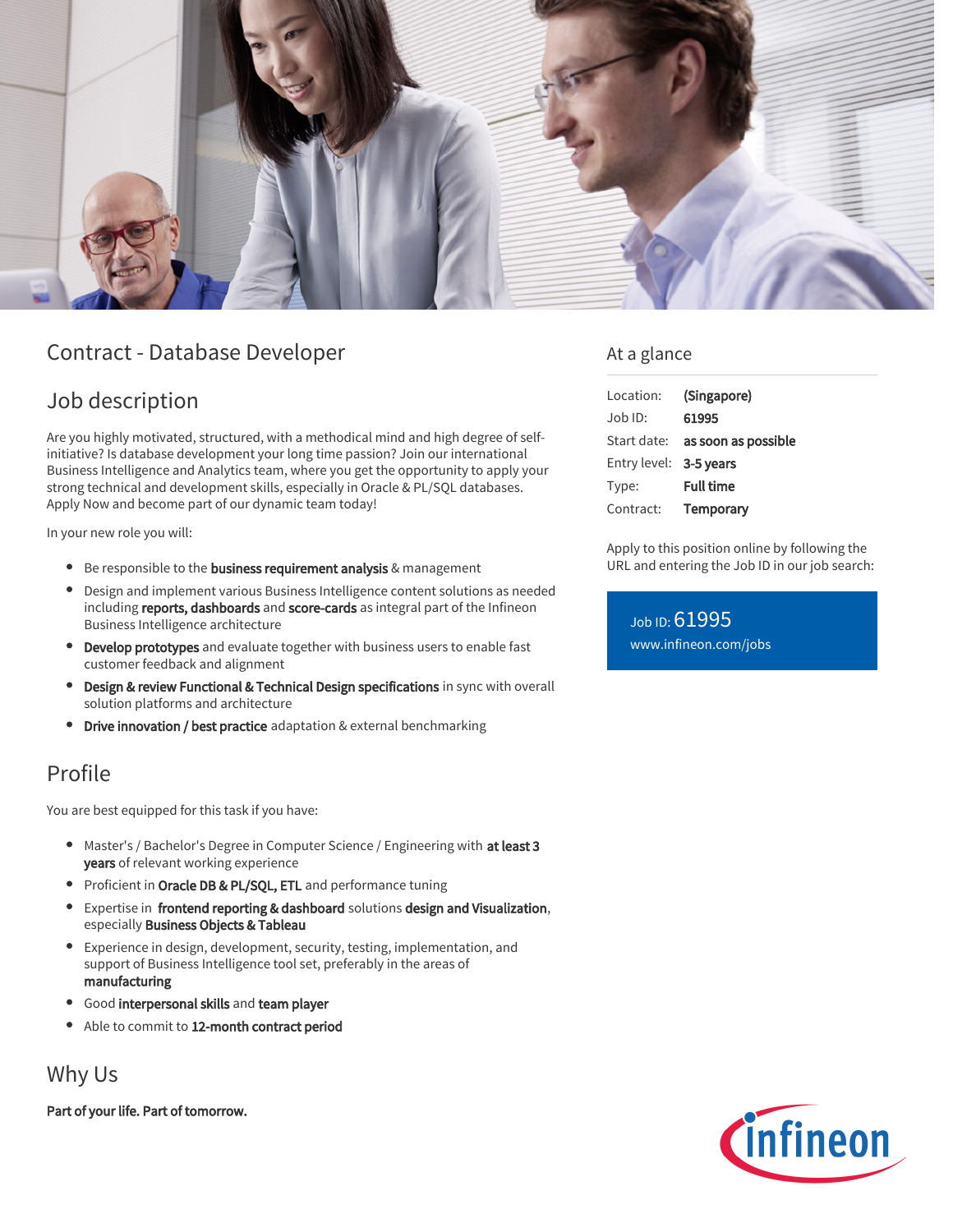# Contract - Database Developer

## Job description

Are you highly motivated, structured, with a methodical mind and high degree of self-initiative? Is database development your long time passion? Join our international Business Intelligence and Analytics team, where you get the opportunity to apply your strong technical and development skills, especially in Oracle & PL/SQL databases. Apply Now and become part of our dynamic team today!

In your new role you will:

- Be responsible to the **business requirement analysis** & management
- Design and implement various Business Intelligence content solutions as needed including **reports, dashboards** and **score-cards** as integral part of the Infineon Business Intelligence architecture
- **Develop prototypes** and evaluate together with business users to enable fast customer feedback and alignment
- **Design & review Functional & Technical Design specifications** in sync with overall solution platforms and architecture
- **Drive innovation / best practice** adaptation & external benchmarking

## Profile

You are best equipped for this task if you have:

- Master's / Bachelor's Degree in Computer Science / Engineering with **at least 3 years** of relevant working experience
- Proficient in **Oracle DB & PL/SQL, ETL** and performance tuning
- Expertise in **frontend reporting & dashboard** solutions **design and Visualization**, especially **Business Objects & Tableau**
- Experience in design, development, security, testing, implementation, and support of Business Intelligence tool set, preferably in the areas of **manufacturing**
- Good **interpersonal skills** and **team player**
- Able to commit to **12-month contract period**

## Why Us

**Part of your life. Part of tomorrow.**

## At a glance

| | |
|---|---|
| Location: | **(Singapore)** |
| Job ID: | **61995** |
| Start date: | **as soon as possible** |
| Entry level: | **3-5 years** |
| Type: | **Full time** |
| Contract: | **Temporary** |

Apply to this position online by following the URL and entering the Job ID in our job search:

Job ID: 61995
www.infineon.com/jobs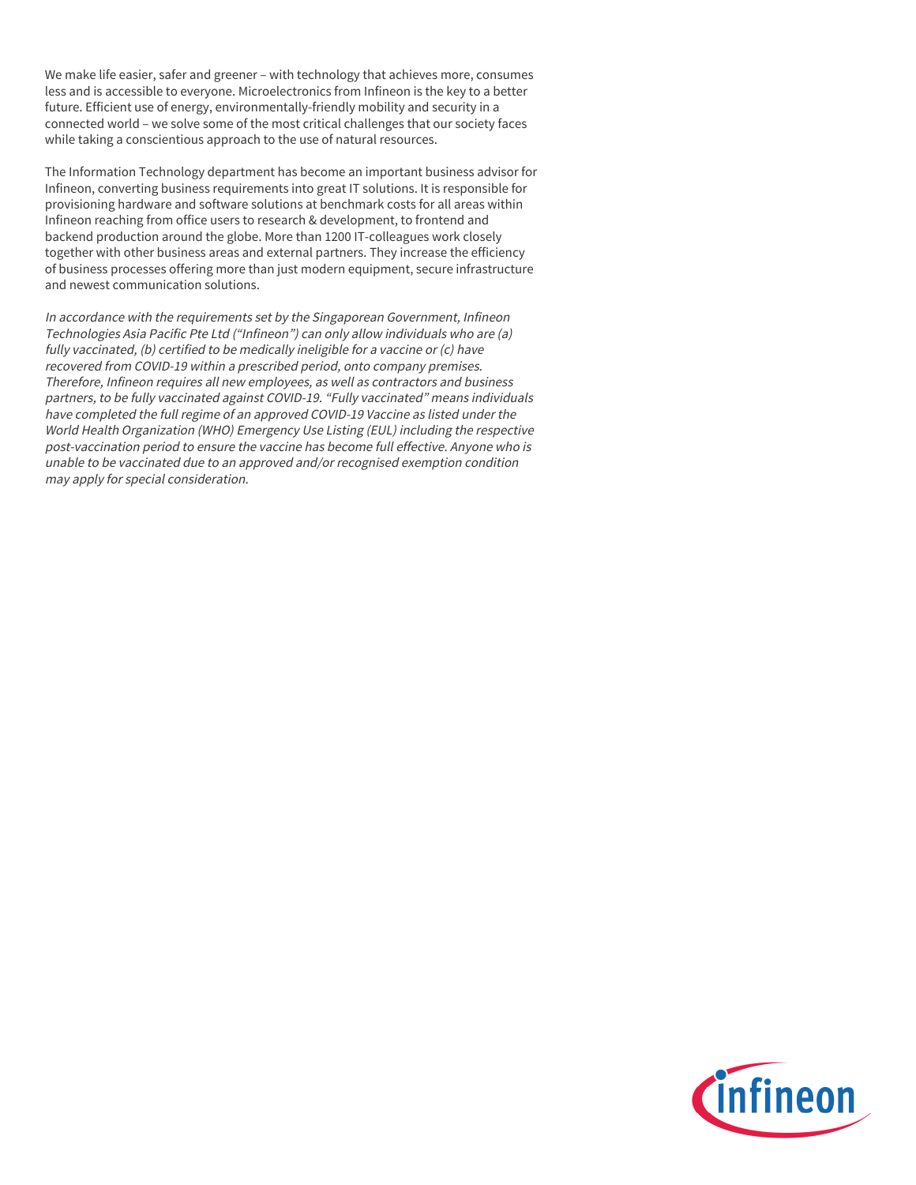We make life easier, safer and greener – with technology that achieves more, consumes less and is accessible to everyone. Microelectronics from Infineon is the key to a better future. Efficient use of energy, environmentally-friendly mobility and security in a connected world – we solve some of the most critical challenges that our society faces while taking a conscientious approach to the use of natural resources.

The Information Technology department has become an important business advisor for Infineon, converting business requirements into great IT solutions. It is responsible for provisioning hardware and software solutions at benchmark costs for all areas within Infineon reaching from office users to research & development, to frontend and backend production around the globe. More than 1200 IT-colleagues work closely together with other business areas and external partners. They increase the efficiency of business processes offering more than just modern equipment, secure infrastructure and newest communication solutions.

*In accordance with the requirements set by the Singaporean Government, Infineon Technologies Asia Pacific Pte Ltd ("Infineon") can only allow individuals who are (a) fully vaccinated, (b) certified to be medically ineligible for a vaccine or (c) have recovered from COVID-19 within a prescribed period, onto company premises. Therefore, Infineon requires all new employees, as well as contractors and business partners, to be fully vaccinated against COVID-19. "Fully vaccinated" means individuals have completed the full regime of an approved COVID-19 Vaccine as listed under the World Health Organization (WHO) Emergency Use Listing (EUL) including the respective post-vaccination period to ensure the vaccine has become full effective. Anyone who is unable to be vaccinated due to an approved and/or recognised exemption condition may apply for special consideration.*

infineon